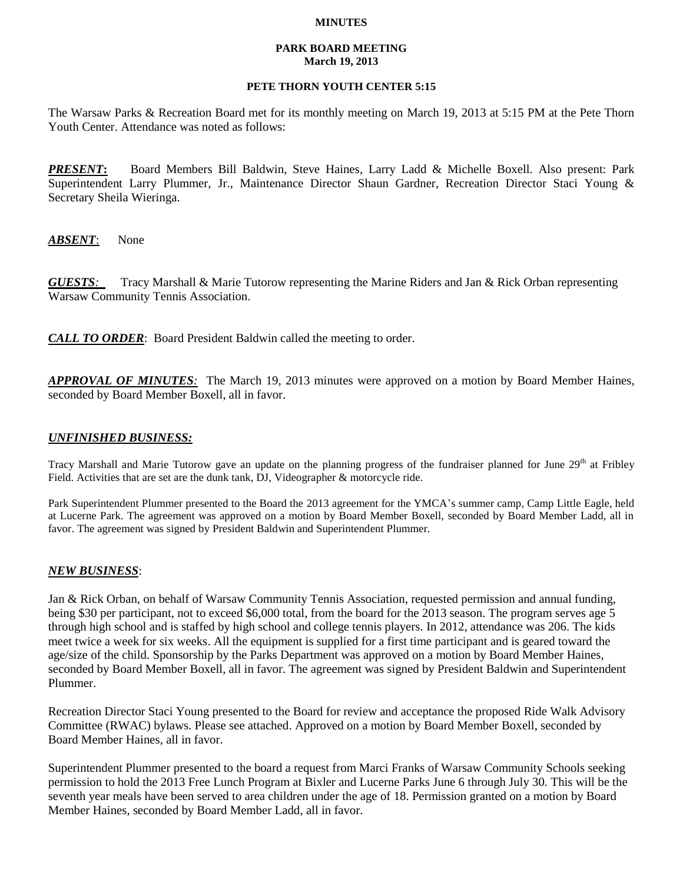**MINUTES**

**PARK BOARD MEETING**
**March 19, 2013**

**PETE THORN YOUTH CENTER 5:15**

The Warsaw Parks & Recreation Board met for its monthly meeting on March 19, 2013 at 5:15 PM at the Pete Thorn Youth Center. Attendance was noted as follows:

***PRESENT*:** Board Members Bill Baldwin, Steve Haines, Larry Ladd & Michelle Boxell. Also present: Park Superintendent Larry Plummer, Jr., Maintenance Director Shaun Gardner, Recreation Director Staci Young & Secretary Sheila Wieringa.

***ABSENT***: None

***GUESTS:*** Tracy Marshall & Marie Tutorow representing the Marine Riders and Jan & Rick Orban representing Warsaw Community Tennis Association.

***CALL TO ORDER***: Board President Baldwin called the meeting to order.

***APPROVAL OF MINUTES:*** The March 19, 2013 minutes were approved on a motion by Board Member Haines, seconded by Board Member Boxell, all in favor.

## *UNFINISHED BUSINESS:*

Tracy Marshall and Marie Tutorow gave an update on the planning progress of the fundraiser planned for June 29th at Fribley Field. Activities that are set are the dunk tank, DJ, Videographer & motorcycle ride.

Park Superintendent Plummer presented to the Board the 2013 agreement for the YMCA's summer camp, Camp Little Eagle, held at Lucerne Park. The agreement was approved on a motion by Board Member Boxell, seconded by Board Member Ladd, all in favor. The agreement was signed by President Baldwin and Superintendent Plummer.

## *NEW BUSINESS*:

Jan & Rick Orban, on behalf of Warsaw Community Tennis Association, requested permission and annual funding, being $30 per participant, not to exceed $6,000 total, from the board for the 2013 season. The program serves age 5 through high school and is staffed by high school and college tennis players. In 2012, attendance was 206. The kids meet twice a week for six weeks. All the equipment is supplied for a first time participant and is geared toward the age/size of the child. Sponsorship by the Parks Department was approved on a motion by Board Member Haines, seconded by Board Member Boxell, all in favor. The agreement was signed by President Baldwin and Superintendent Plummer.

Recreation Director Staci Young presented to the Board for review and acceptance the proposed Ride Walk Advisory Committee (RWAC) bylaws. Please see attached. Approved on a motion by Board Member Boxell, seconded by Board Member Haines, all in favor.

Superintendent Plummer presented to the board a request from Marci Franks of Warsaw Community Schools seeking permission to hold the 2013 Free Lunch Program at Bixler and Lucerne Parks June 6 through July 30. This will be the seventh year meals have been served to area children under the age of 18. Permission granted on a motion by Board Member Haines, seconded by Board Member Ladd, all in favor.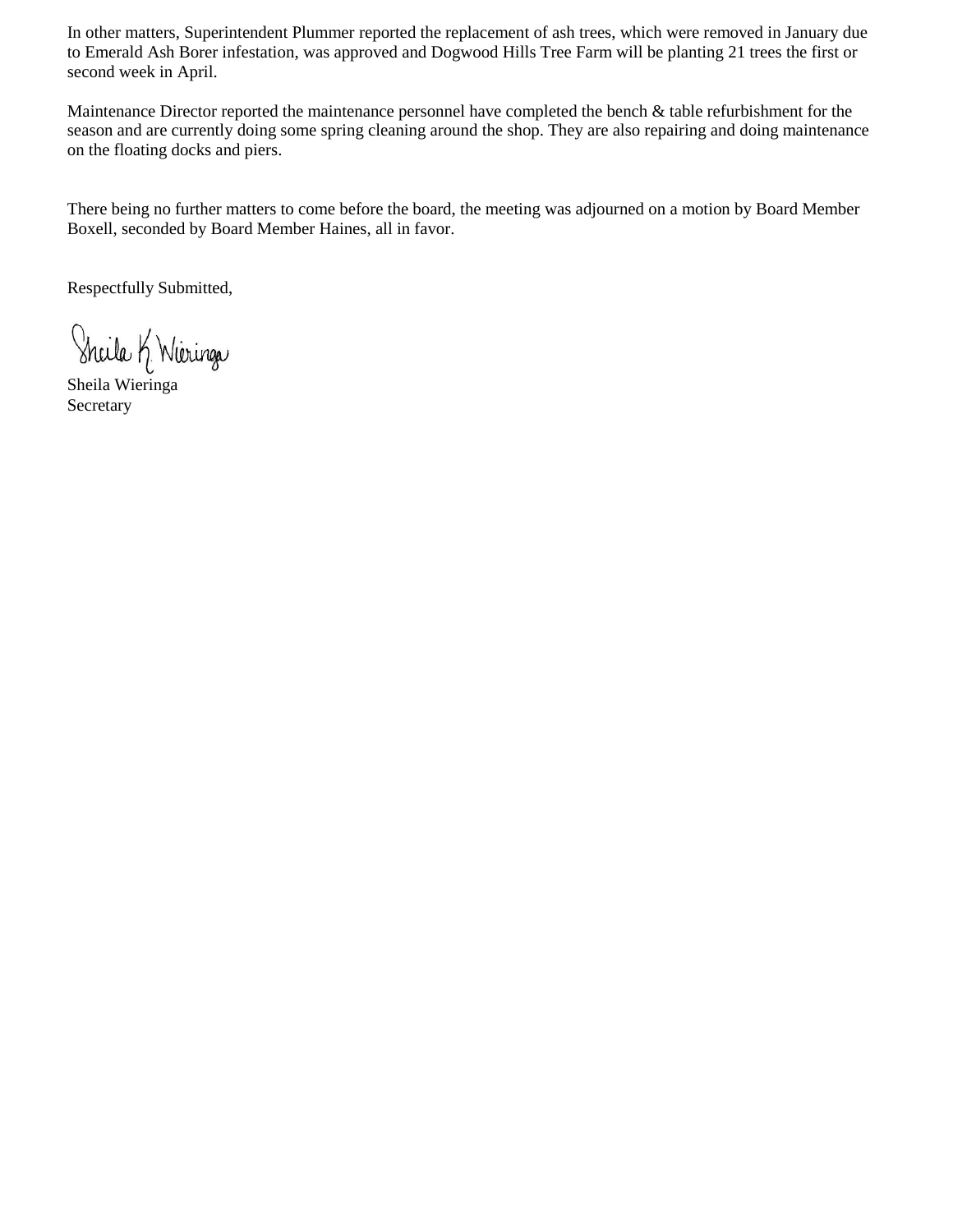In other matters, Superintendent Plummer reported the replacement of ash trees, which were removed in January due to Emerald Ash Borer infestation, was approved and Dogwood Hills Tree Farm will be planting 21 trees the first or second week in April.

Maintenance Director reported the maintenance personnel have completed the bench & table refurbishment for the season and are currently doing some spring cleaning around the shop. They are also repairing and doing maintenance on the floating docks and piers.

There being no further matters to come before the board, the meeting was adjourned on a motion by Board Member Boxell, seconded by Board Member Haines, all in favor.

Respectfully Submitted,

Sheila K. Wieringa

Sheila Wieringa
Secretary